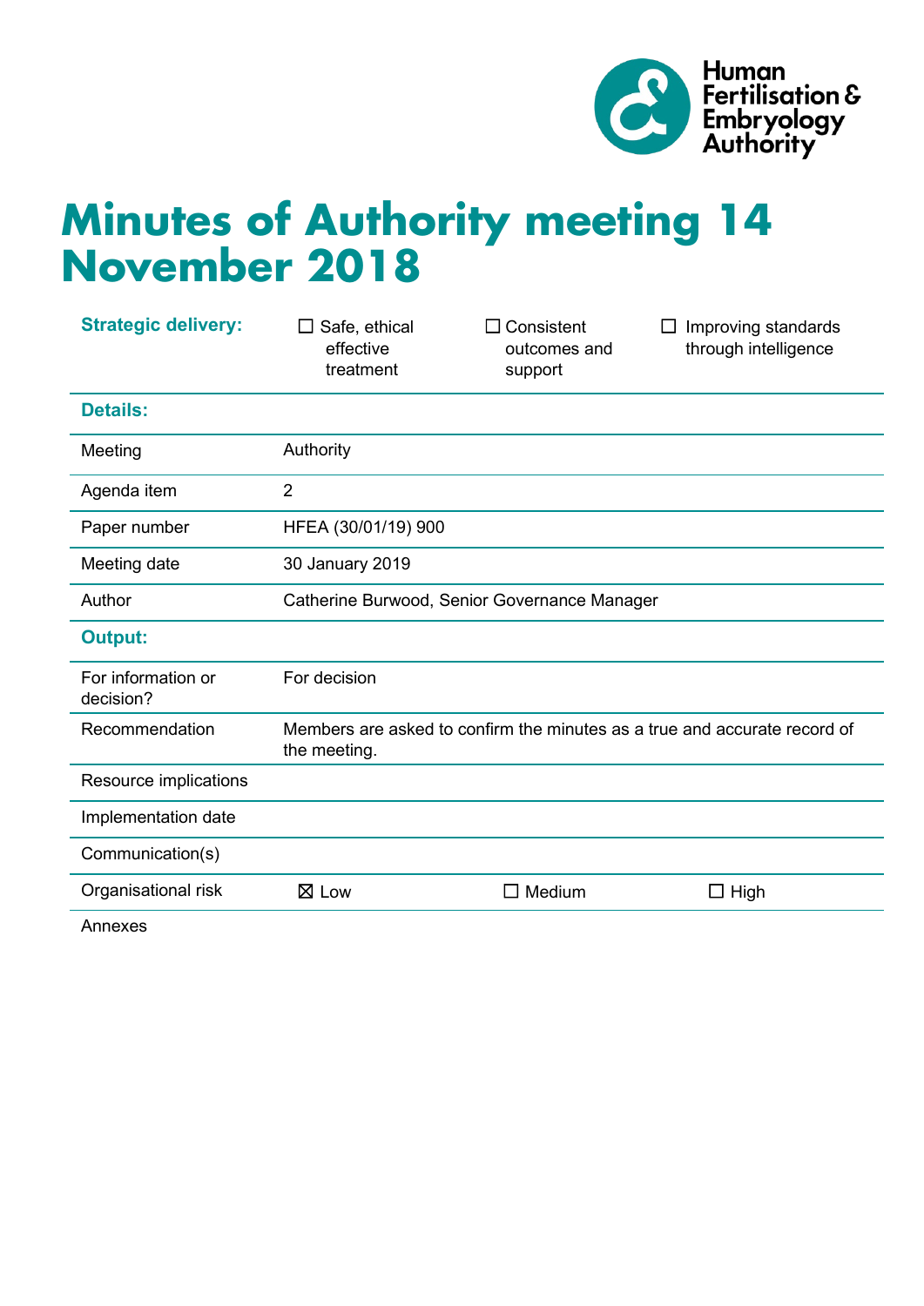Human Fertilisation & Embryology Authority

# Minutes of Authority meeting 14 November 2018

| **Strategic delivery:** | ☐ Safe, ethical effective treatment | ☐ Consistent outcomes and support | ☐ Improving standards through intelligence |
|---|---|---|---|
| **Details:** | | | |
| Meeting | Authority | | |
| Agenda item | 2 | | |
| Paper number | HFEA (30/01/19) 900 | | |
| Meeting date | 30 January 2019 | | |
| Author | Catherine Burwood, Senior Governance Manager | | |
| **Output:** | | | |
| For information or decision? | For decision | | |
| Recommendation | Members are asked to confirm the minutes as a true and accurate record of the meeting. | | |
| Resource implications | | | |
| Implementation date | | | |
| Communication(s) | | | |
| Organisational risk | ☒ Low | ☐ Medium | ☐ High |
| Annexes | | | |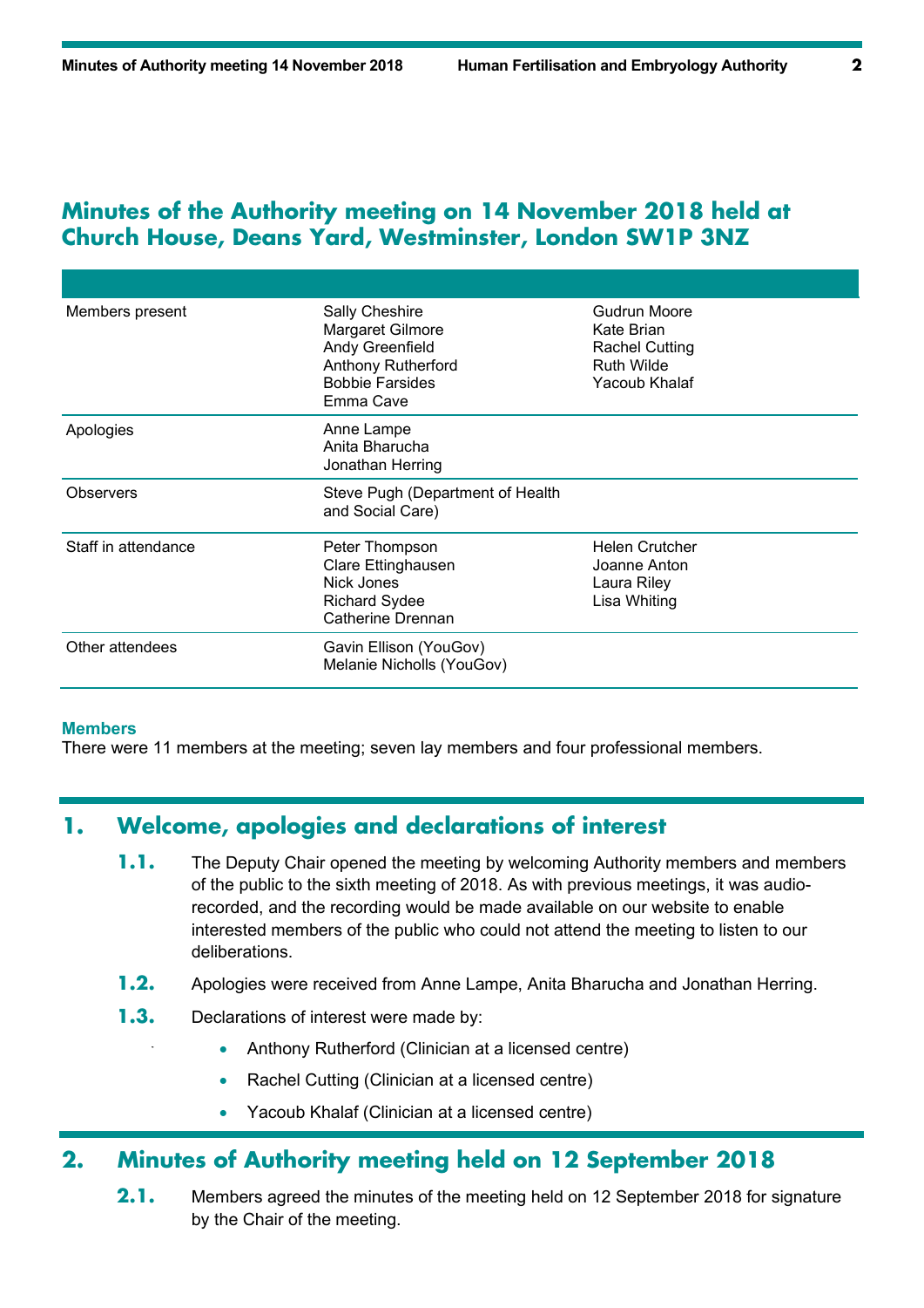# Minutes of the Authority meeting on 14 November 2018 held at Church House, Deans Yard, Westminster, London SW1P 3NZ

| | | |
|---|---|---|
| Members present | Sally Cheshire<br>Margaret Gilmore<br>Andy Greenfield<br>Anthony Rutherford<br>Bobbie Farsides<br>Emma Cave | Gudrun Moore<br>Kate Brian<br>Rachel Cutting<br>Ruth Wilde<br>Yacoub Khalaf |
| Apologies | Anne Lampe<br>Anita Bharucha<br>Jonathan Herring | |
| Observers | Steve Pugh (Department of Health and Social Care) | |
| Staff in attendance | Peter Thompson<br>Clare Ettinghausen<br>Nick Jones<br>Richard Sydee<br>Catherine Drennan | Helen Crutcher<br>Joanne Anton<br>Laura Riley<br>Lisa Whiting |
| Other attendees | Gavin Ellison (YouGov)<br>Melanie Nicholls (YouGov) | |

**Members**

There were 11 members at the meeting; seven lay members and four professional members.

## 1. Welcome, apologies and declarations of interest

**1.1.** The Deputy Chair opened the meeting by welcoming Authority members and members of the public to the sixth meeting of 2018. As with previous meetings, it was audio-recorded, and the recording would be made available on our website to enable interested members of the public who could not attend the meeting to listen to our deliberations.

**1.2.** Apologies were received from Anne Lampe, Anita Bharucha and Jonathan Herring.

**1.3.** Declarations of interest were made by:

- Anthony Rutherford (Clinician at a licensed centre)
- Rachel Cutting (Clinician at a licensed centre)
- Yacoub Khalaf (Clinician at a licensed centre)

## 2. Minutes of Authority meeting held on 12 September 2018

**2.1.** Members agreed the minutes of the meeting held on 12 September 2018 for signature by the Chair of the meeting.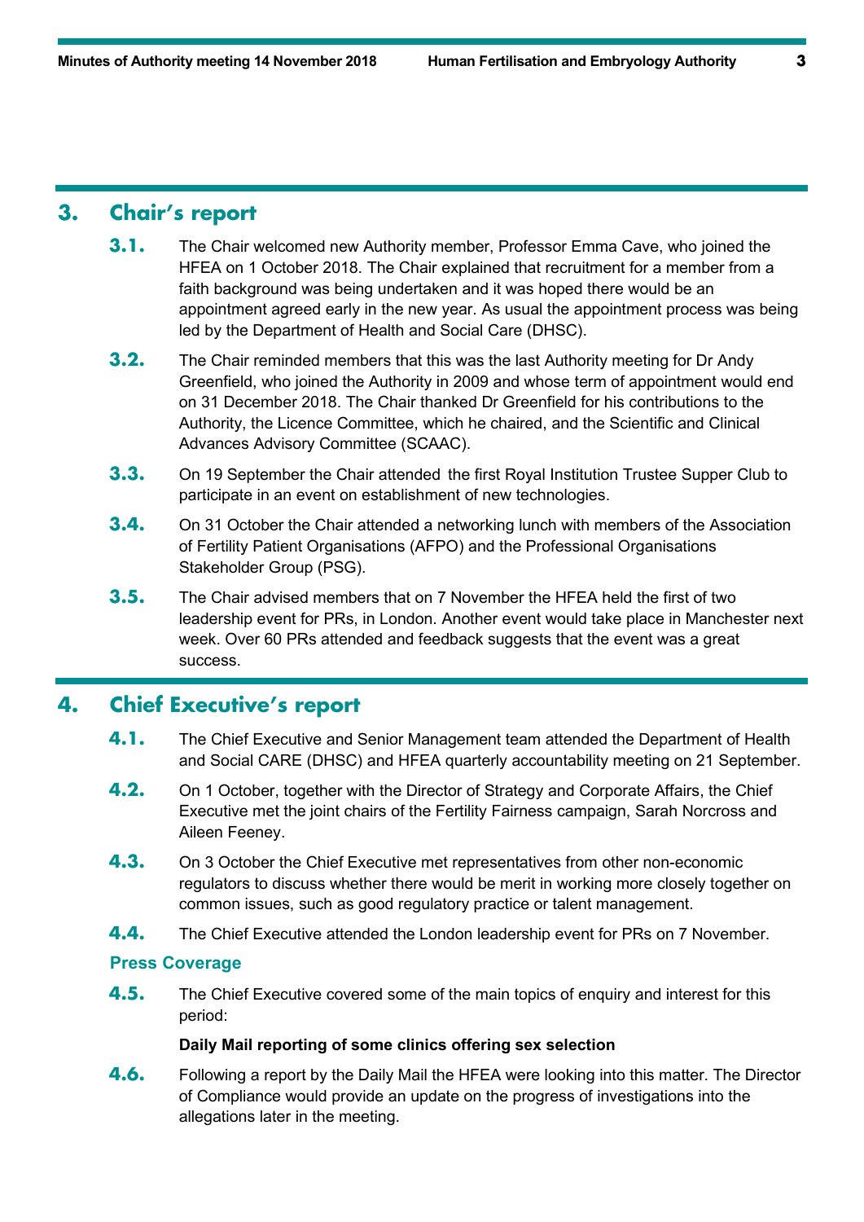## 3. Chair's report

**3.1.** The Chair welcomed new Authority member, Professor Emma Cave, who joined the HFEA on 1 October 2018. The Chair explained that recruitment for a member from a faith background was being undertaken and it was hoped there would be an appointment agreed early in the new year. As usual the appointment process was being led by the Department of Health and Social Care (DHSC).

**3.2.** The Chair reminded members that this was the last Authority meeting for Dr Andy Greenfield, who joined the Authority in 2009 and whose term of appointment would end on 31 December 2018. The Chair thanked Dr Greenfield for his contributions to the Authority, the Licence Committee, which he chaired, and the Scientific and Clinical Advances Advisory Committee (SCAAC).

**3.3.** On 19 September the Chair attended the first Royal Institution Trustee Supper Club to participate in an event on establishment of new technologies.

**3.4.** On 31 October the Chair attended a networking lunch with members of the Association of Fertility Patient Organisations (AFPO) and the Professional Organisations Stakeholder Group (PSG).

**3.5.** The Chair advised members that on 7 November the HFEA held the first of two leadership event for PRs, in London. Another event would take place in Manchester next week. Over 60 PRs attended and feedback suggests that the event was a great success.

## 4. Chief Executive's report

**4.1.** The Chief Executive and Senior Management team attended the Department of Health and Social CARE (DHSC) and HFEA quarterly accountability meeting on 21 September.

**4.2.** On 1 October, together with the Director of Strategy and Corporate Affairs, the Chief Executive met the joint chairs of the Fertility Fairness campaign, Sarah Norcross and Aileen Feeney.

**4.3.** On 3 October the Chief Executive met representatives from other non-economic regulators to discuss whether there would be merit in working more closely together on common issues, such as good regulatory practice or talent management.

**4.4.** The Chief Executive attended the London leadership event for PRs on 7 November.

### Press Coverage

**4.5.** The Chief Executive covered some of the main topics of enquiry and interest for this period:

**Daily Mail reporting of some clinics offering sex selection**

**4.6.** Following a report by the Daily Mail the HFEA were looking into this matter. The Director of Compliance would provide an update on the progress of investigations into the allegations later in the meeting.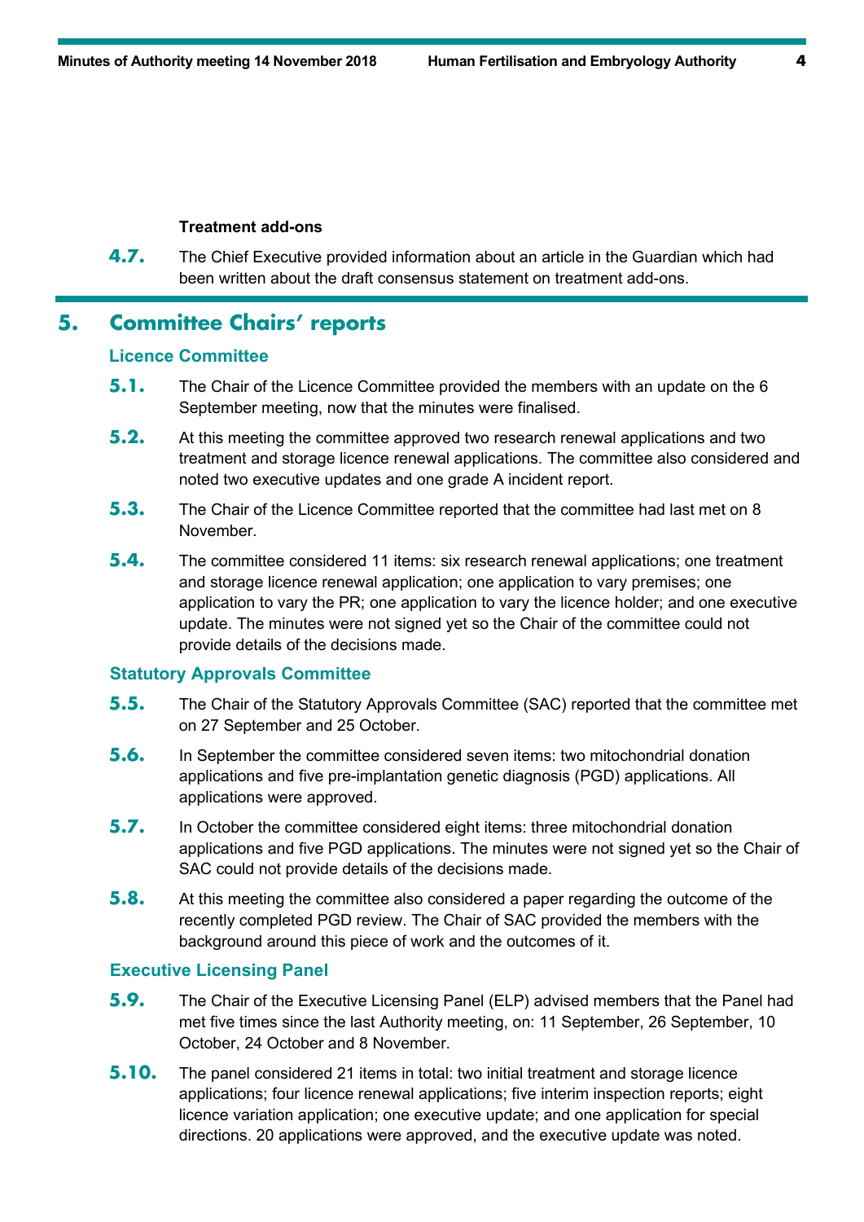**Treatment add-ons**

**4.7.** The Chief Executive provided information about an article in the Guardian which had been written about the draft consensus statement on treatment add-ons.

## 5. Committee Chairs' reports

### Licence Committee

**5.1.** The Chair of the Licence Committee provided the members with an update on the 6 September meeting, now that the minutes were finalised.

**5.2.** At this meeting the committee approved two research renewal applications and two treatment and storage licence renewal applications. The committee also considered and noted two executive updates and one grade A incident report.

**5.3.** The Chair of the Licence Committee reported that the committee had last met on 8 November.

**5.4.** The committee considered 11 items: six research renewal applications; one treatment and storage licence renewal application; one application to vary premises; one application to vary the PR; one application to vary the licence holder; and one executive update. The minutes were not signed yet so the Chair of the committee could not provide details of the decisions made.

### Statutory Approvals Committee

**5.5.** The Chair of the Statutory Approvals Committee (SAC) reported that the committee met on 27 September and 25 October.

**5.6.** In September the committee considered seven items: two mitochondrial donation applications and five pre-implantation genetic diagnosis (PGD) applications. All applications were approved.

**5.7.** In October the committee considered eight items: three mitochondrial donation applications and five PGD applications. The minutes were not signed yet so the Chair of SAC could not provide details of the decisions made.

**5.8.** At this meeting the committee also considered a paper regarding the outcome of the recently completed PGD review. The Chair of SAC provided the members with the background around this piece of work and the outcomes of it.

### Executive Licensing Panel

**5.9.** The Chair of the Executive Licensing Panel (ELP) advised members that the Panel had met five times since the last Authority meeting, on: 11 September, 26 September, 10 October, 24 October and 8 November.

**5.10.** The panel considered 21 items in total: two initial treatment and storage licence applications; four licence renewal applications; five interim inspection reports; eight licence variation application; one executive update; and one application for special directions. 20 applications were approved, and the executive update was noted.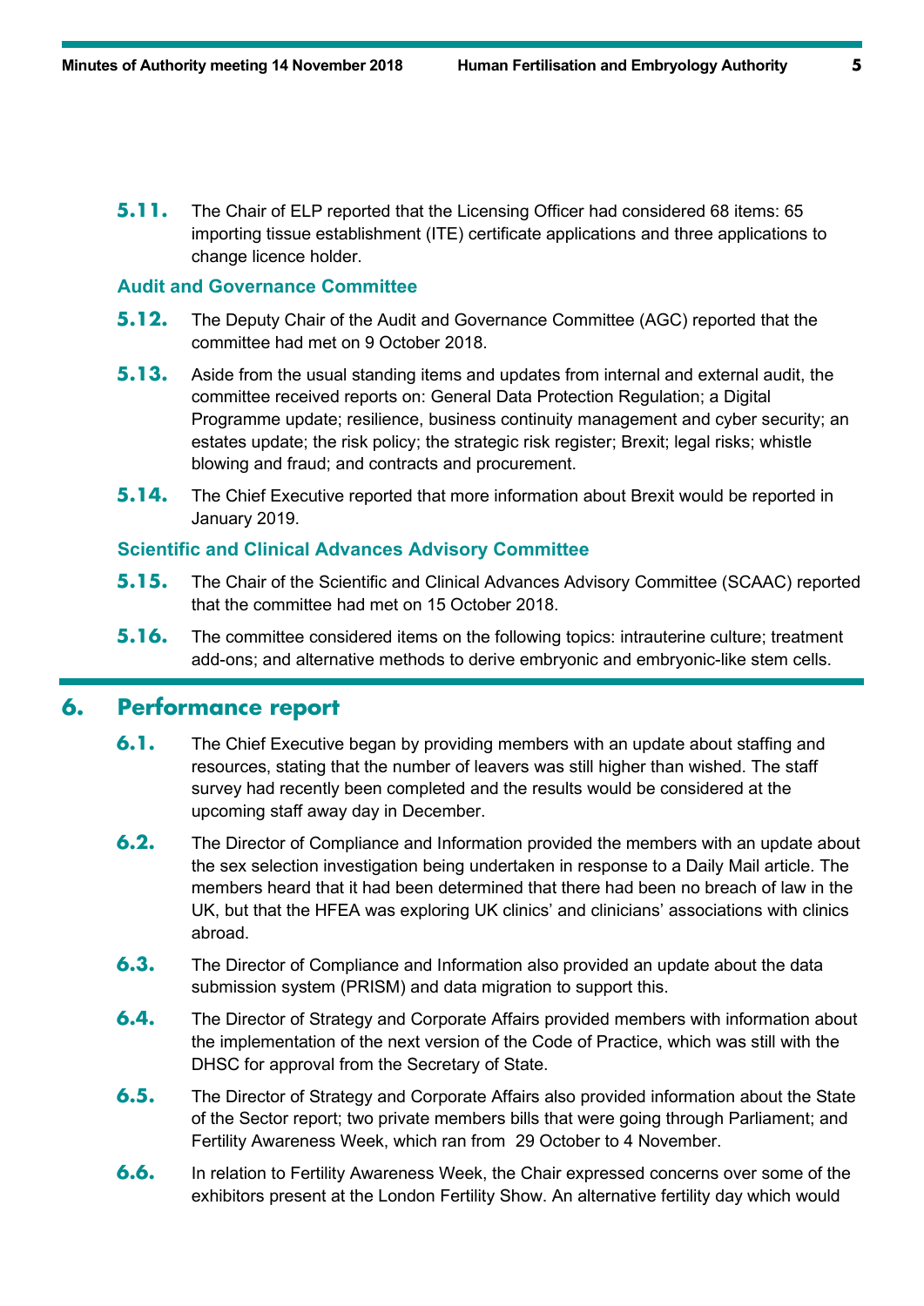**5.11.** The Chair of ELP reported that the Licensing Officer had considered 68 items: 65 importing tissue establishment (ITE) certificate applications and three applications to change licence holder.

### Audit and Governance Committee

**5.12.** The Deputy Chair of the Audit and Governance Committee (AGC) reported that the committee had met on 9 October 2018.

**5.13.** Aside from the usual standing items and updates from internal and external audit, the committee received reports on: General Data Protection Regulation; a Digital Programme update; resilience, business continuity management and cyber security; an estates update; the risk policy; the strategic risk register; Brexit; legal risks; whistle blowing and fraud; and contracts and procurement.

**5.14.** The Chief Executive reported that more information about Brexit would be reported in January 2019.

### Scientific and Clinical Advances Advisory Committee

**5.15.** The Chair of the Scientific and Clinical Advances Advisory Committee (SCAAC) reported that the committee had met on 15 October 2018.

**5.16.** The committee considered items on the following topics: intrauterine culture; treatment add-ons; and alternative methods to derive embryonic and embryonic-like stem cells.

## 6. Performance report

**6.1.** The Chief Executive began by providing members with an update about staffing and resources, stating that the number of leavers was still higher than wished. The staff survey had recently been completed and the results would be considered at the upcoming staff away day in December.

**6.2.** The Director of Compliance and Information provided the members with an update about the sex selection investigation being undertaken in response to a Daily Mail article. The members heard that it had been determined that there had been no breach of law in the UK, but that the HFEA was exploring UK clinics' and clinicians' associations with clinics abroad.

**6.3.** The Director of Compliance and Information also provided an update about the data submission system (PRISM) and data migration to support this.

**6.4.** The Director of Strategy and Corporate Affairs provided members with information about the implementation of the next version of the Code of Practice, which was still with the DHSC for approval from the Secretary of State.

**6.5.** The Director of Strategy and Corporate Affairs also provided information about the State of the Sector report; two private members bills that were going through Parliament; and Fertility Awareness Week, which ran from 29 October to 4 November.

**6.6.** In relation to Fertility Awareness Week, the Chair expressed concerns over some of the exhibitors present at the London Fertility Show. An alternative fertility day which would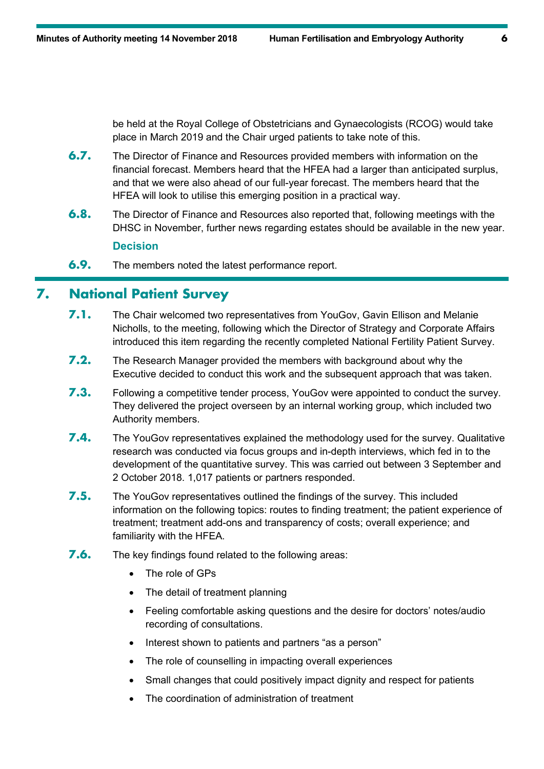be held at the Royal College of Obstetricians and Gynaecologists (RCOG) would take place in March 2019 and the Chair urged patients to take note of this.

**6.7.** The Director of Finance and Resources provided members with information on the financial forecast. Members heard that the HFEA had a larger than anticipated surplus, and that we were also ahead of our full-year forecast. The members heard that the HFEA will look to utilise this emerging position in a practical way.

**6.8.** The Director of Finance and Resources also reported that, following meetings with the DHSC in November, further news regarding estates should be available in the new year.

### Decision

**6.9.** The members noted the latest performance report.

## 7. National Patient Survey

**7.1.** The Chair welcomed two representatives from YouGov, Gavin Ellison and Melanie Nicholls, to the meeting, following which the Director of Strategy and Corporate Affairs introduced this item regarding the recently completed National Fertility Patient Survey.

**7.2.** The Research Manager provided the members with background about why the Executive decided to conduct this work and the subsequent approach that was taken.

**7.3.** Following a competitive tender process, YouGov were appointed to conduct the survey. They delivered the project overseen by an internal working group, which included two Authority members.

**7.4.** The YouGov representatives explained the methodology used for the survey. Qualitative research was conducted via focus groups and in-depth interviews, which fed in to the development of the quantitative survey. This was carried out between 3 September and 2 October 2018. 1,017 patients or partners responded.

**7.5.** The YouGov representatives outlined the findings of the survey. This included information on the following topics: routes to finding treatment; the patient experience of treatment; treatment add-ons and transparency of costs; overall experience; and familiarity with the HFEA.

**7.6.** The key findings found related to the following areas:

- The role of GPs
- The detail of treatment planning
- Feeling comfortable asking questions and the desire for doctors' notes/audio recording of consultations.
- Interest shown to patients and partners "as a person"
- The role of counselling in impacting overall experiences
- Small changes that could positively impact dignity and respect for patients
- The coordination of administration of treatment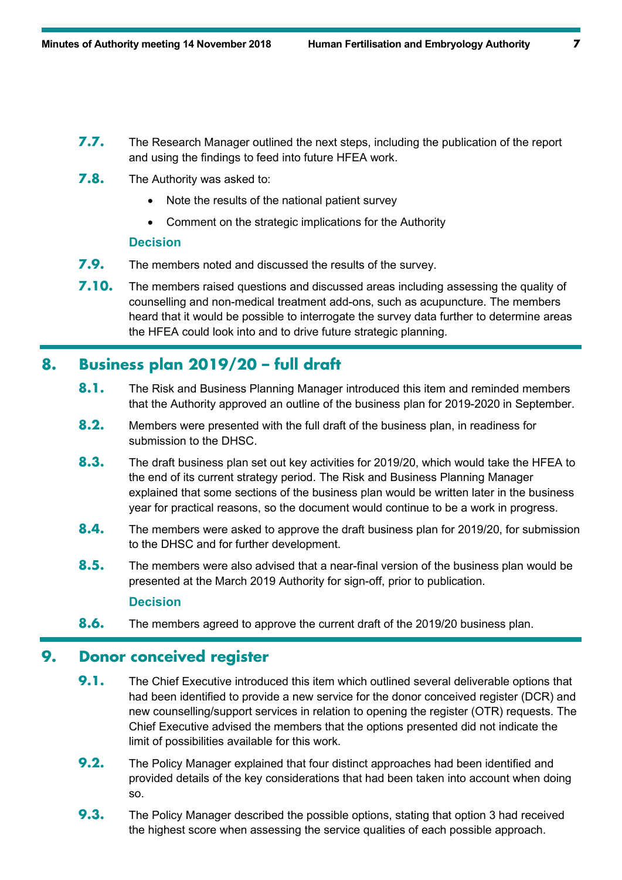**7.7.** The Research Manager outlined the next steps, including the publication of the report and using the findings to feed into future HFEA work.

**7.8.** The Authority was asked to:

- Note the results of the national patient survey
- Comment on the strategic implications for the Authority

**Decision**

**7.9.** The members noted and discussed the results of the survey.

**7.10.** The members raised questions and discussed areas including assessing the quality of counselling and non-medical treatment add-ons, such as acupuncture. The members heard that it would be possible to interrogate the survey data further to determine areas the HFEA could look into and to drive future strategic planning.

## 8. Business plan 2019/20 – full draft

**8.1.** The Risk and Business Planning Manager introduced this item and reminded members that the Authority approved an outline of the business plan for 2019-2020 in September.

**8.2.** Members were presented with the full draft of the business plan, in readiness for submission to the DHSC.

**8.3.** The draft business plan set out key activities for 2019/20, which would take the HFEA to the end of its current strategy period. The Risk and Business Planning Manager explained that some sections of the business plan would be written later in the business year for practical reasons, so the document would continue to be a work in progress.

**8.4.** The members were asked to approve the draft business plan for 2019/20, for submission to the DHSC and for further development.

**8.5.** The members were also advised that a near-final version of the business plan would be presented at the March 2019 Authority for sign-off, prior to publication.

**Decision**

**8.6.** The members agreed to approve the current draft of the 2019/20 business plan.

## 9. Donor conceived register

**9.1.** The Chief Executive introduced this item which outlined several deliverable options that had been identified to provide a new service for the donor conceived register (DCR) and new counselling/support services in relation to opening the register (OTR) requests. The Chief Executive advised the members that the options presented did not indicate the limit of possibilities available for this work.

**9.2.** The Policy Manager explained that four distinct approaches had been identified and provided details of the key considerations that had been taken into account when doing so.

**9.3.** The Policy Manager described the possible options, stating that option 3 had received the highest score when assessing the service qualities of each possible approach.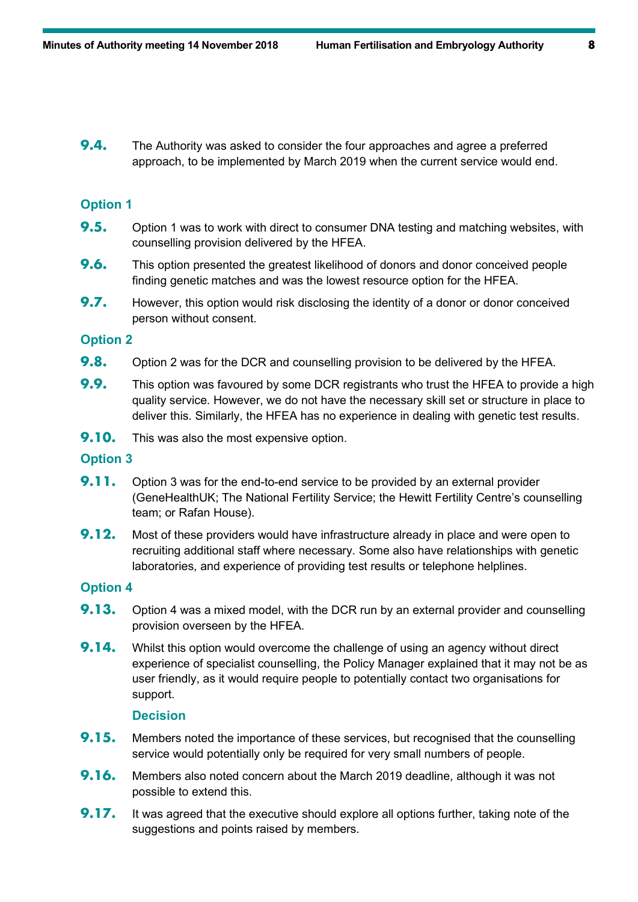**9.4.** The Authority was asked to consider the four approaches and agree a preferred approach, to be implemented by March 2019 when the current service would end.

### Option 1

**9.5.** Option 1 was to work with direct to consumer DNA testing and matching websites, with counselling provision delivered by the HFEA.

**9.6.** This option presented the greatest likelihood of donors and donor conceived people finding genetic matches and was the lowest resource option for the HFEA.

**9.7.** However, this option would risk disclosing the identity of a donor or donor conceived person without consent.

### Option 2

**9.8.** Option 2 was for the DCR and counselling provision to be delivered by the HFEA.

**9.9.** This option was favoured by some DCR registrants who trust the HFEA to provide a high quality service. However, we do not have the necessary skill set or structure in place to deliver this. Similarly, the HFEA has no experience in dealing with genetic test results.

**9.10.** This was also the most expensive option.

### Option 3

**9.11.** Option 3 was for the end-to-end service to be provided by an external provider (GeneHealthUK; The National Fertility Service; the Hewitt Fertility Centre's counselling team; or Rafan House).

**9.12.** Most of these providers would have infrastructure already in place and were open to recruiting additional staff where necessary. Some also have relationships with genetic laboratories, and experience of providing test results or telephone helplines.

### Option 4

**9.13.** Option 4 was a mixed model, with the DCR run by an external provider and counselling provision overseen by the HFEA.

**9.14.** Whilst this option would overcome the challenge of using an agency without direct experience of specialist counselling, the Policy Manager explained that it may not be as user friendly, as it would require people to potentially contact two organisations for support.

### Decision

**9.15.** Members noted the importance of these services, but recognised that the counselling service would potentially only be required for very small numbers of people.

**9.16.** Members also noted concern about the March 2019 deadline, although it was not possible to extend this.

**9.17.** It was agreed that the executive should explore all options further, taking note of the suggestions and points raised by members.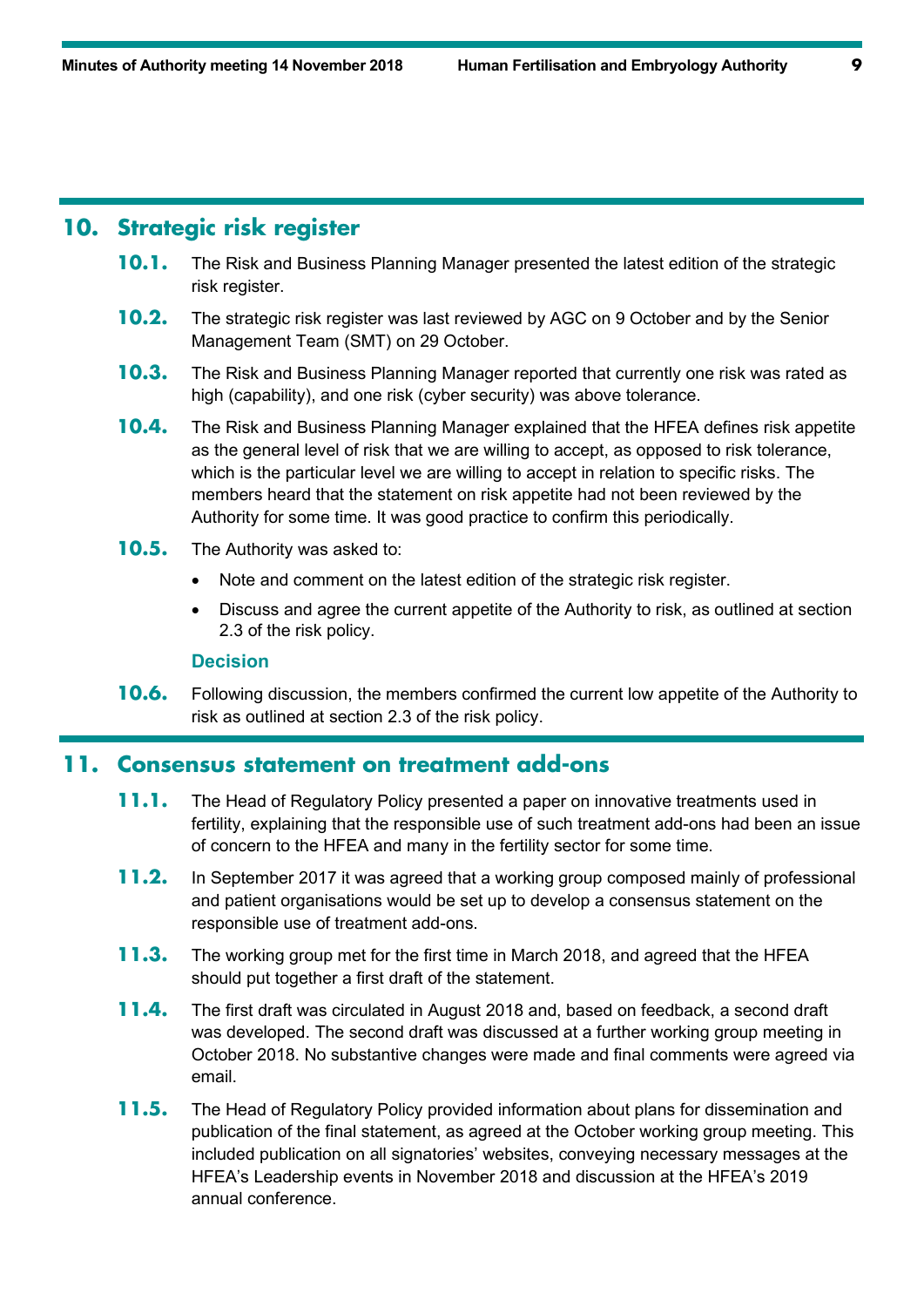## 10. Strategic risk register

**10.1.** The Risk and Business Planning Manager presented the latest edition of the strategic risk register.

**10.2.** The strategic risk register was last reviewed by AGC on 9 October and by the Senior Management Team (SMT) on 29 October.

**10.3.** The Risk and Business Planning Manager reported that currently one risk was rated as high (capability), and one risk (cyber security) was above tolerance.

**10.4.** The Risk and Business Planning Manager explained that the HFEA defines risk appetite as the general level of risk that we are willing to accept, as opposed to risk tolerance, which is the particular level we are willing to accept in relation to specific risks. The members heard that the statement on risk appetite had not been reviewed by the Authority for some time. It was good practice to confirm this periodically.

**10.5.** The Authority was asked to:

- Note and comment on the latest edition of the strategic risk register.
- Discuss and agree the current appetite of the Authority to risk, as outlined at section 2.3 of the risk policy.

### Decision

**10.6.** Following discussion, the members confirmed the current low appetite of the Authority to risk as outlined at section 2.3 of the risk policy.

## 11. Consensus statement on treatment add-ons

**11.1.** The Head of Regulatory Policy presented a paper on innovative treatments used in fertility, explaining that the responsible use of such treatment add-ons had been an issue of concern to the HFEA and many in the fertility sector for some time.

**11.2.** In September 2017 it was agreed that a working group composed mainly of professional and patient organisations would be set up to develop a consensus statement on the responsible use of treatment add-ons.

**11.3.** The working group met for the first time in March 2018, and agreed that the HFEA should put together a first draft of the statement.

**11.4.** The first draft was circulated in August 2018 and, based on feedback, a second draft was developed. The second draft was discussed at a further working group meeting in October 2018. No substantive changes were made and final comments were agreed via email.

**11.5.** The Head of Regulatory Policy provided information about plans for dissemination and publication of the final statement, as agreed at the October working group meeting. This included publication on all signatories' websites, conveying necessary messages at the HFEA's Leadership events in November 2018 and discussion at the HFEA's 2019 annual conference.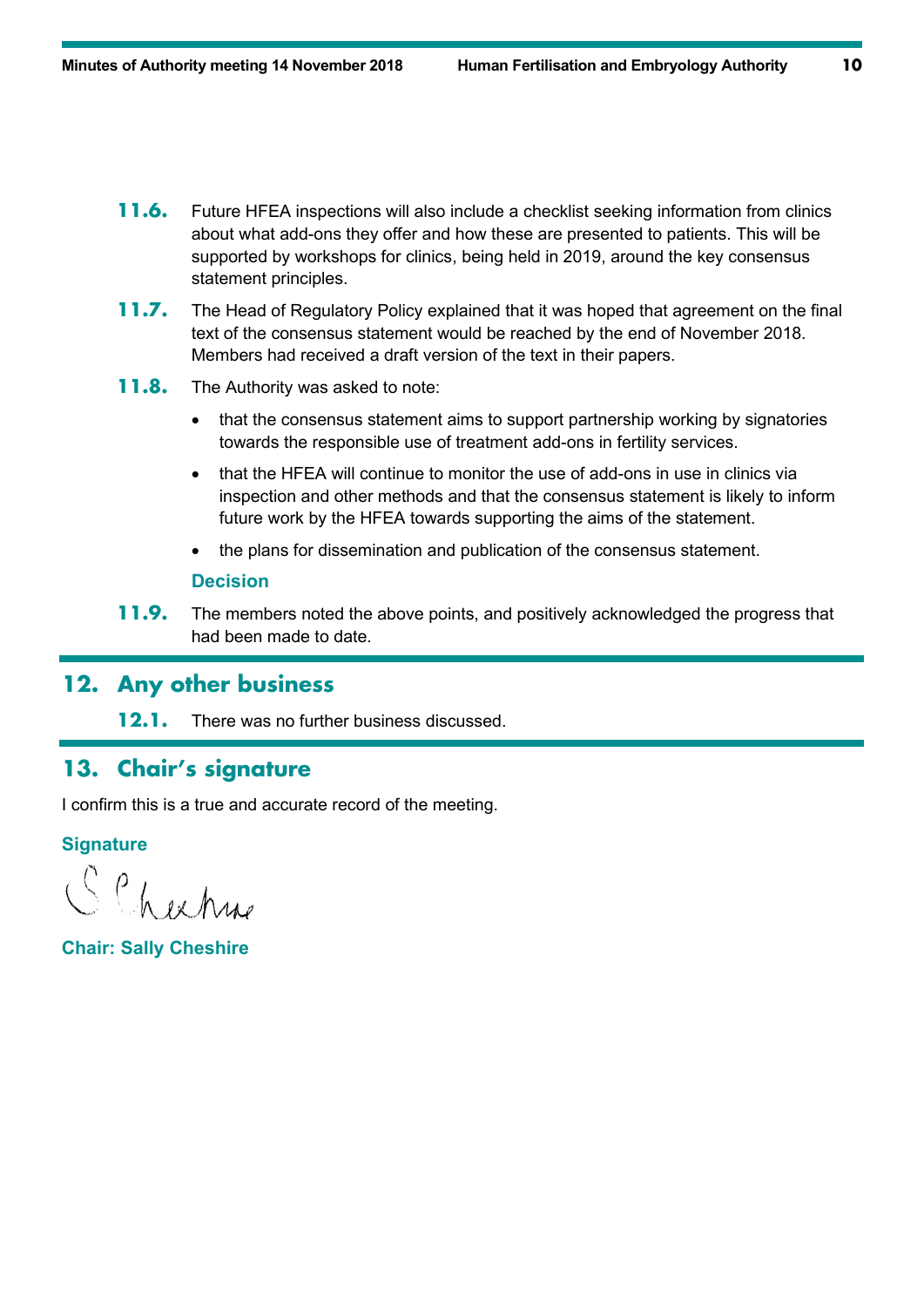**11.6.** Future HFEA inspections will also include a checklist seeking information from clinics about what add-ons they offer and how these are presented to patients. This will be supported by workshops for clinics, being held in 2019, around the key consensus statement principles.

**11.7.** The Head of Regulatory Policy explained that it was hoped that agreement on the final text of the consensus statement would be reached by the end of November 2018. Members had received a draft version of the text in their papers.

**11.8.** The Authority was asked to note:

- that the consensus statement aims to support partnership working by signatories towards the responsible use of treatment add-ons in fertility services.
- that the HFEA will continue to monitor the use of add-ons in use in clinics via inspection and other methods and that the consensus statement is likely to inform future work by the HFEA towards supporting the aims of the statement.
- the plans for dissemination and publication of the consensus statement.

### Decision

**11.9.** The members noted the above points, and positively acknowledged the progress that had been made to date.

## 12. Any other business

**12.1.** There was no further business discussed.

## 13. Chair's signature

I confirm this is a true and accurate record of the meeting.

**Signature**

S Cheshire

**Chair: Sally Cheshire**